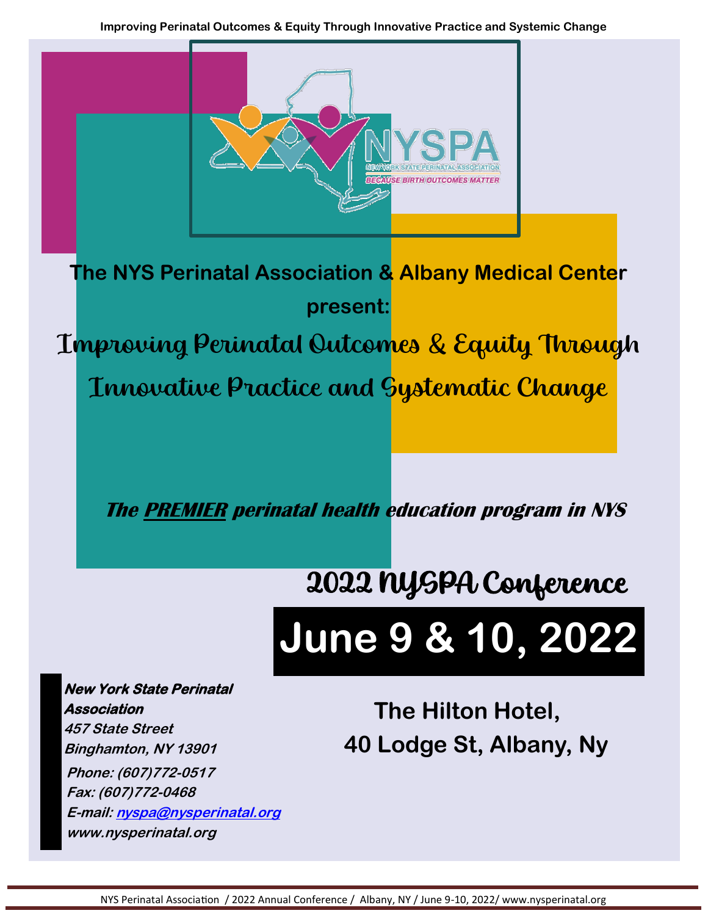The NYS Perinatal Association & Albany Medical Center present:

# Improving Perinatal Outcomes & Equity Through Innovative Practice and Systematic Change

***The PREMIER perinatal health education program in NYS***

## 2022 NYSPA Conference

# June 9 & 10, 2022

**The Hilton Hotel,**
**40 Lodge St, Albany, Ny**

***New York State Perinatal Association***
*457 State Street*
*Binghamton, NY 13901*
*Phone: (607)772-0517*
*Fax: (607)772-0468*
*E-mail: nyspa@nysperinatal.org*
*www.nysperinatal.org*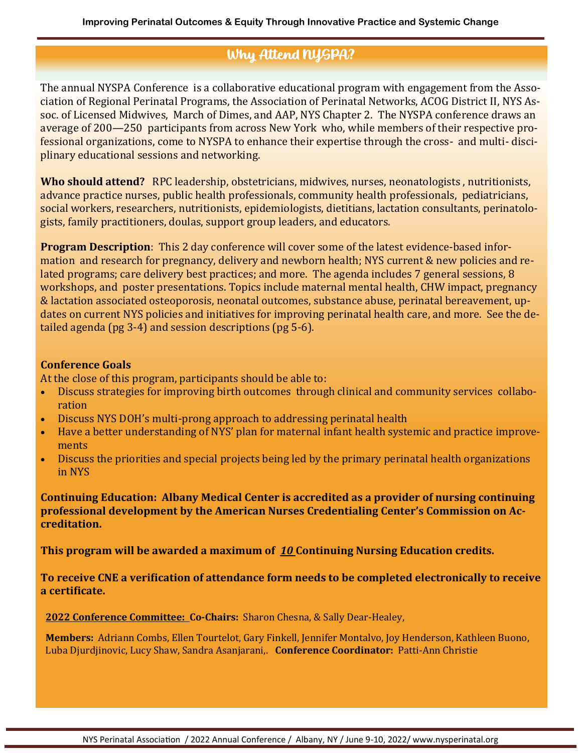## Why Attend NYSPA?

The annual NYSPA Conference is a collaborative educational program with engagement from the Association of Regional Perinatal Programs, the Association of Perinatal Networks, ACOG District II, NYS Assoc. of Licensed Midwives, March of Dimes, and AAP, NYS Chapter 2. The NYSPA conference draws an average of 200—250 participants from across New York who, while members of their respective professional organizations, come to NYSPA to enhance their expertise through the cross- and multi- disciplinary educational sessions and networking.

**Who should attend?** RPC leadership, obstetricians, midwives, nurses, neonatologists , nutritionists, advance practice nurses, public health professionals, community health professionals, pediatricians, social workers, researchers, nutritionists, epidemiologists, dietitians, lactation consultants, perinatologists, family practitioners, doulas, support group leaders, and educators.

**Program Description**: This 2 day conference will cover some of the latest evidence-based information and research for pregnancy, delivery and newborn health; NYS current & new policies and related programs; care delivery best practices; and more. The agenda includes 7 general sessions, 8 workshops, and poster presentations. Topics include maternal mental health, CHW impact, pregnancy & lactation associated osteoporosis, neonatal outcomes, substance abuse, perinatal bereavement, updates on current NYS policies and initiatives for improving perinatal health care, and more. See the detailed agenda (pg 3-4) and session descriptions (pg 5-6).

**Conference Goals**

At the close of this program, participants should be able to:

- Discuss strategies for improving birth outcomes through clinical and community services collaboration
- Discuss NYS DOH's multi-prong approach to addressing perinatal health
- Have a better understanding of NYS' plan for maternal infant health systemic and practice improvements
- Discuss the priorities and special projects being led by the primary perinatal health organizations in NYS

**Continuing Education: Albany Medical Center is accredited as a provider of nursing continuing professional development by the American Nurses Credentialing Center's Commission on Accreditation.**

**This program will be awarded a maximum of *10* Continuing Nursing Education credits.**

**To receive CNE a verification of attendance form needs to be completed electronically to receive a certificate.**

**2022 Conference Committee: Co-Chairs:** Sharon Chesna, & Sally Dear-Healey,

**Members:** Adriann Combs, Ellen Tourtelot, Gary Finkell, Jennifer Montalvo, Joy Henderson, Kathleen Buono, Luba Djurdjinovic, Lucy Shaw, Sandra Asanjarani,. **Conference Coordinator:** Patti-Ann Christie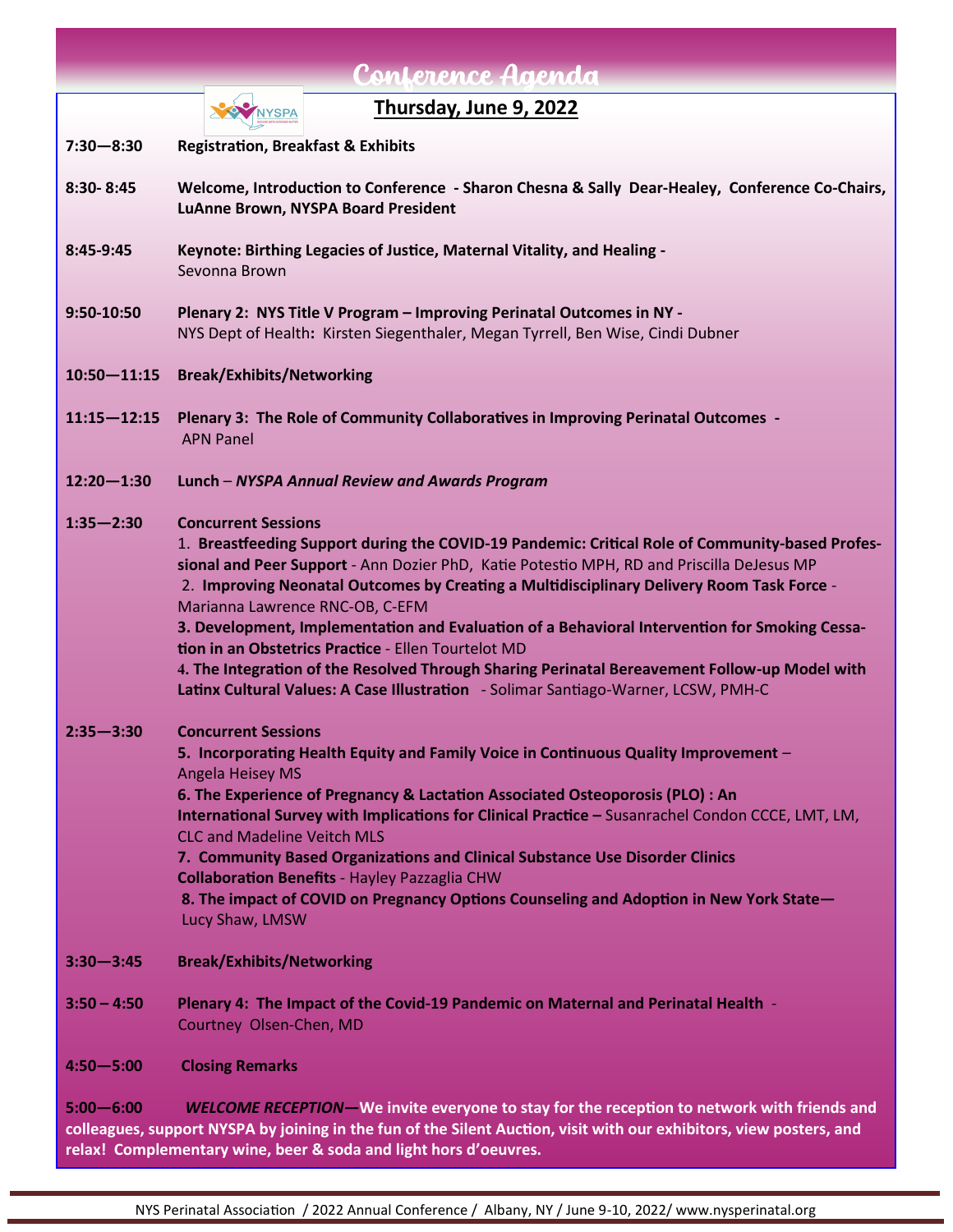# Conference Agenda

## Thursday, June 9, 2022

**7:30—8:30** **Registration, Breakfast & Exhibits**

**8:30- 8:45** **Welcome, Introduction to Conference - Sharon Chesna & Sally Dear-Healey, Conference Co-Chairs, LuAnne Brown, NYSPA Board President**

**8:45-9:45** **Keynote: Birthing Legacies of Justice, Maternal Vitality, and Healing -**
Sevonna Brown

**9:50-10:50** **Plenary 2: NYS Title V Program – Improving Perinatal Outcomes in NY -**
NYS Dept of Health**:** Kirsten Siegenthaler, Megan Tyrrell, Ben Wise, Cindi Dubner

**10:50—11:15** **Break/Exhibits/Networking**

**11:15—12:15** **Plenary 3: The Role of Community Collaboratives in Improving Perinatal Outcomes -**
APN Panel

**12:20—1:30** **Lunch** – ***NYSPA Annual Review and Awards Program***

**1:35—2:30** **Concurrent Sessions**

1. **Breastfeeding Support during the COVID-19 Pandemic: Critical Role of Community-based Professional and Peer Support** - Ann Dozier PhD, Katie Potestio MPH, RD and Priscilla DeJesus MP
2. **Improving Neonatal Outcomes by Creating a Multidisciplinary Delivery Room Task Force** - Marianna Lawrence RNC-OB, C-EFM
3. **Development, Implementation and Evaluation of a Behavioral Intervention for Smoking Cessation in an Obstetrics Practice** - Ellen Tourtelot MD
4. **The Integration of the Resolved Through Sharing Perinatal Bereavement Follow-up Model with Latinx Cultural Values: A Case Illustration** - Solimar Santiago-Warner, LCSW, PMH-C

**2:35—3:30** **Concurrent Sessions**

5. **Incorporating Health Equity and Family Voice in Continuous Quality Improvement** – Angela Heisey MS
6. **The Experience of Pregnancy & Lactation Associated Osteoporosis (PLO) : An International Survey with Implications for Clinical Practice –** Susanrachel Condon CCCE, LMT, LM, CLC and Madeline Veitch MLS
7. **Community Based Organizations and Clinical Substance Use Disorder Clinics Collaboration Benefits** - Hayley Pazzaglia CHW
8. **The impact of COVID on Pregnancy Options Counseling and Adoption in New York State—** Lucy Shaw, LMSW

**3:30—3:45** **Break/Exhibits/Networking**

**3:50 – 4:50** **Plenary 4: The Impact of the Covid-19 Pandemic on Maternal and Perinatal Health** -
Courtney Olsen-Chen, MD

**4:50—5:00** **Closing Remarks**

**5:00—6:00** ***WELCOME RECEPTION*****—We invite everyone to stay for the reception to network with friends and colleagues, support NYSPA by joining in the fun of the Silent Auction, visit with our exhibitors, view posters, and relax! Complementary wine, beer & soda and light hors d'oeuvres.**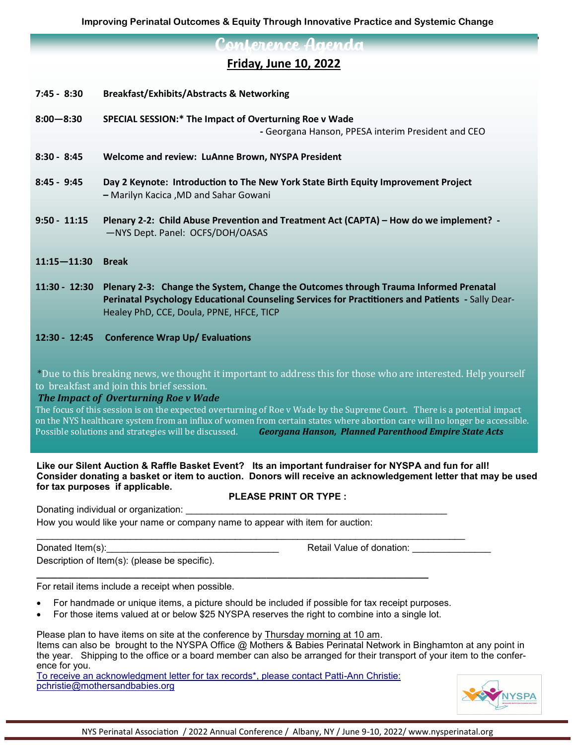Improving Perinatal Outcomes & Equity Through Innovative Practice and Systemic Change

# Conference Agenda

## Friday, June 10, 2022

**7:45 - 8:30** **Breakfast/Exhibits/Abstracts & Networking**

**8:00—8:30** **SPECIAL SESSION:* The Impact of Overturning Roe v Wade**
**-** Georgana Hanson, PPESA interim President and CEO

**8:30 - 8:45** **Welcome and review: LuAnne Brown, NYSPA President**

**8:45 - 9:45** **Day 2 Keynote: Introduction to The New York State Birth Equity Improvement Project**
**–** Marilyn Kacica ,MD and Sahar Gowani

**9:50 - 11:15** **Plenary 2-2: Child Abuse Prevention and Treatment Act (CAPTA) – How do we implement? -**
—NYS Dept. Panel: OCFS/DOH/OASAS

**11:15—11:30** **Break**

**11:30 - 12:30** **Plenary 2-3: Change the System, Change the Outcomes through Trauma Informed Prenatal Perinatal Psychology Educational Counseling Services for Practitioners and Patients -** Sally Dear-Healey PhD, CCE, Doula, PPNE, HFCE, TICP

**12:30 - 12:45** **Conference Wrap Up/ Evaluations**

*Due to this breaking news, we thought it important to address this for those who are interested. Help yourself to breakfast and join this brief session.

***The Impact of Overturning Roe v Wade***

The focus of this session is on the expected overturning of Roe v Wade by the Supreme Court. There is a potential impact on the NYS healthcare system from an influx of women from certain states where abortion care will no longer be accessible. Possible solutions and strategies will be discussed. ***Georgana Hanson, Planned Parenthood Empire State Acts***

**Like our Silent Auction & Raffle Basket Event? Its an important fundraiser for NYSPA and fun for all! Consider donating a basket or item to auction. Donors will receive an acknowledgement letter that may be used for tax purposes if applicable.**

**PLEASE PRINT OR TYPE :**

Donating individual or organization: ____________________________________________________

How you would like your name or company name to appear with item for auction:

______________________________________________________________________________________

Donated Item(s):__________________________________ Retail Value of donation: _______________

Description of Item(s): (please be specific).

______________________________________________________________________________

For retail items include a receipt when possible.

- For handmade or unique items, a picture should be included if possible for tax receipt purposes.
- For those items valued at or below $25 NYSPA reserves the right to combine into a single lot.

Please plan to have items on site at the conference by Thursday morning at 10 am.
Items can also be brought to the NYSPA Office @ Mothers & Babies Perinatal Network in Binghamton at any point in the year. Shipping to the office or a board member can also be arranged for their transport of your item to the conference for you.

To receive an acknowledgment letter for tax records*, please contact Patti-Ann Christie: pchristie@mothersandbabies.org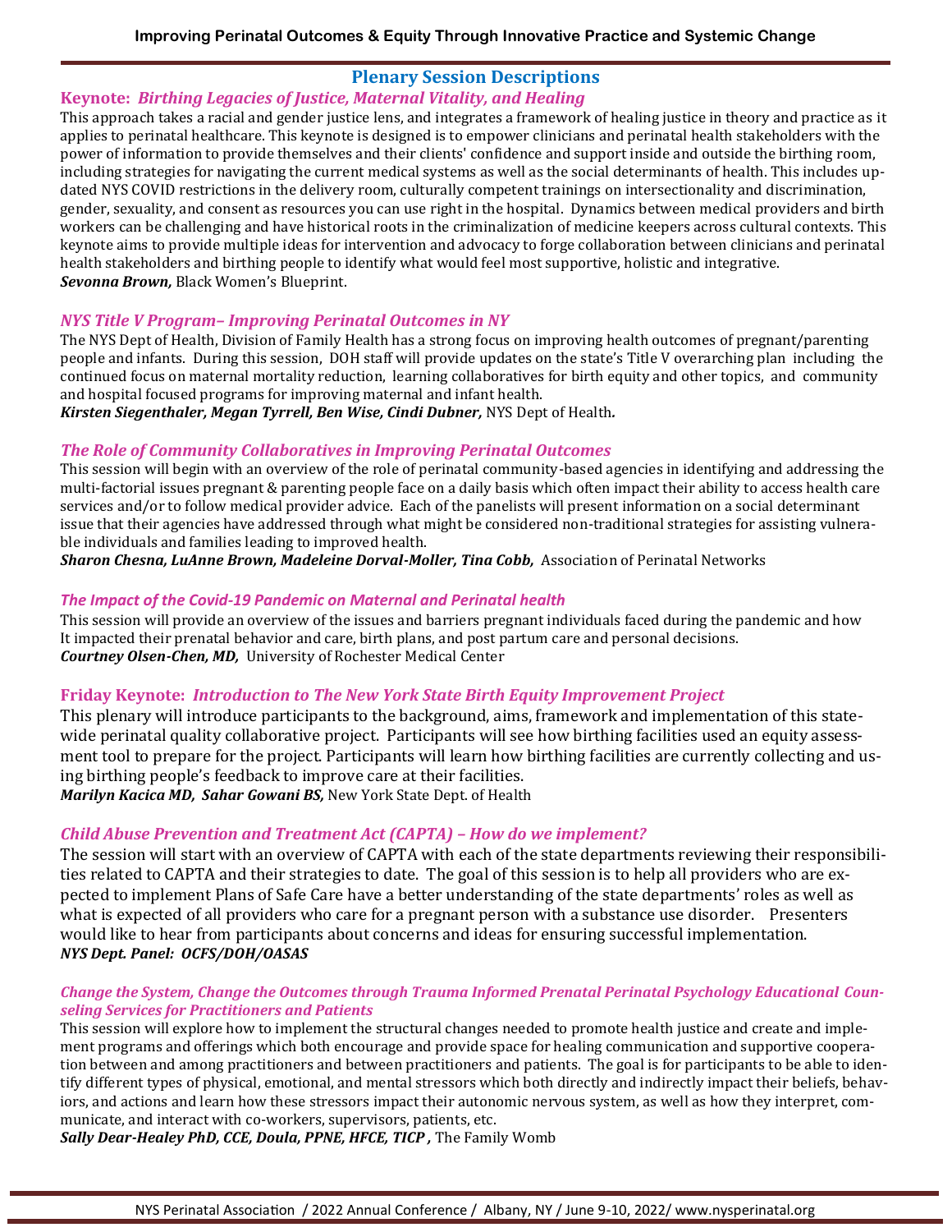## Plenary Session Descriptions

### Keynote: *Birthing Legacies of Justice, Maternal Vitality, and Healing*

This approach takes a racial and gender justice lens, and integrates a framework of healing justice in theory and practice as it applies to perinatal healthcare. This keynote is designed is to empower clinicians and perinatal health stakeholders with the power of information to provide themselves and their clients' confidence and support inside and outside the birthing room, including strategies for navigating the current medical systems as well as the social determinants of health. This includes updated NYS COVID restrictions in the delivery room, culturally competent trainings on intersectionality and discrimination, gender, sexuality, and consent as resources you can use right in the hospital. Dynamics between medical providers and birth workers can be challenging and have historical roots in the criminalization of medicine keepers across cultural contexts. This keynote aims to provide multiple ideas for intervention and advocacy to forge collaboration between clinicians and perinatal health stakeholders and birthing people to identify what would feel most supportive, holistic and integrative.
***Sevonna Brown,*** Black Women's Blueprint.

### *NYS Title V Program– Improving Perinatal Outcomes in NY*

The NYS Dept of Health, Division of Family Health has a strong focus on improving health outcomes of pregnant/parenting people and infants. During this session, DOH staff will provide updates on the state's Title V overarching plan including the continued focus on maternal mortality reduction, learning collaboratives for birth equity and other topics, and community and hospital focused programs for improving maternal and infant health.
***Kirsten Siegenthaler, Megan Tyrrell, Ben Wise, Cindi Dubner,*** NYS Dept of Health.

### *The Role of Community Collaboratives in Improving Perinatal Outcomes*

This session will begin with an overview of the role of perinatal community-based agencies in identifying and addressing the multi-factorial issues pregnant & parenting people face on a daily basis which often impact their ability to access health care services and/or to follow medical provider advice. Each of the panelists will present information on a social determinant issue that their agencies have addressed through what might be considered non-traditional strategies for assisting vulnerable individuals and families leading to improved health.
***Sharon Chesna, LuAnne Brown, Madeleine Dorval-Moller, Tina Cobb,*** Association of Perinatal Networks

### *The Impact of the Covid-19 Pandemic on Maternal and Perinatal health*

This session will provide an overview of the issues and barriers pregnant individuals faced during the pandemic and how It impacted their prenatal behavior and care, birth plans, and post partum care and personal decisions.
***Courtney Olsen-Chen, MD,*** University of Rochester Medical Center

### Friday Keynote: *Introduction to The New York State Birth Equity Improvement Project*

This plenary will introduce participants to the background, aims, framework and implementation of this statewide perinatal quality collaborative project. Participants will see how birthing facilities used an equity assessment tool to prepare for the project. Participants will learn how birthing facilities are currently collecting and using birthing people's feedback to improve care at their facilities.
***Marilyn Kacica MD, Sahar Gowani BS,*** New York State Dept. of Health

### *Child Abuse Prevention and Treatment Act (CAPTA) – How do we implement?*

The session will start with an overview of CAPTA with each of the state departments reviewing their responsibilities related to CAPTA and their strategies to date. The goal of this session is to help all providers who are expected to implement Plans of Safe Care have a better understanding of the state departments' roles as well as what is expected of all providers who care for a pregnant person with a substance use disorder. Presenters would like to hear from participants about concerns and ideas for ensuring successful implementation.
***NYS Dept. Panel: OCFS/DOH/OASAS***

### *Change the System, Change the Outcomes through Trauma Informed Prenatal Perinatal Psychology Educational Counseling Services for Practitioners and Patients*

This session will explore how to implement the structural changes needed to promote health justice and create and implement programs and offerings which both encourage and provide space for healing communication and supportive cooperation between and among practitioners and between practitioners and patients. The goal is for participants to be able to identify different types of physical, emotional, and mental stressors which both directly and indirectly impact their beliefs, behaviors, and actions and learn how these stressors impact their autonomic nervous system, as well as how they interpret, communicate, and interact with co-workers, supervisors, patients, etc.
***Sally Dear-Healey PhD, CCE, Doula, PPNE, HFCE, TICP ,*** The Family Womb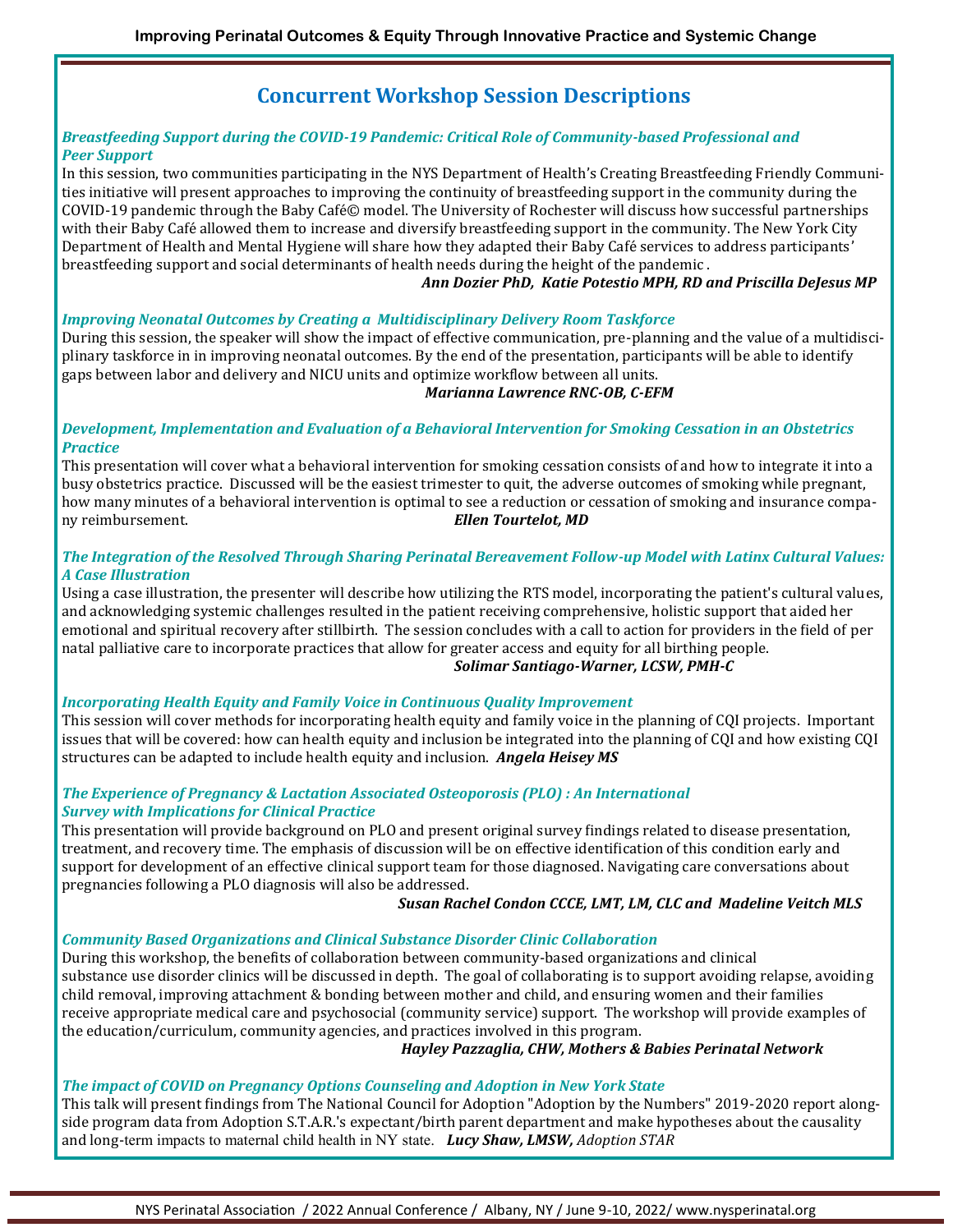## Concurrent Workshop Session Descriptions

### *Breastfeeding Support during the COVID-19 Pandemic: Critical Role of Community-based Professional and Peer Support*

In this session, two communities participating in the NYS Department of Health's Creating Breastfeeding Friendly Communities initiative will present approaches to improving the continuity of breastfeeding support in the community during the COVID-19 pandemic through the Baby Café© model. The University of Rochester will discuss how successful partnerships with their Baby Café allowed them to increase and diversify breastfeeding support in the community. The New York City Department of Health and Mental Hygiene will share how they adapted their Baby Café services to address participants' breastfeeding support and social determinants of health needs during the height of the pandemic .

***Ann Dozier PhD, Katie Potestio MPH, RD and Priscilla DeJesus MP***

### *Improving Neonatal Outcomes by Creating a Multidisciplinary Delivery Room Taskforce*

During this session, the speaker will show the impact of effective communication, pre-planning and the value of a multidisciplinary taskforce in in improving neonatal outcomes. By the end of the presentation, participants will be able to identify gaps between labor and delivery and NICU units and optimize workflow between all units.

***Marianna Lawrence RNC-OB, C-EFM***

### *Development, Implementation and Evaluation of a Behavioral Intervention for Smoking Cessation in an Obstetrics Practice*

This presentation will cover what a behavioral intervention for smoking cessation consists of and how to integrate it into a busy obstetrics practice. Discussed will be the easiest trimester to quit, the adverse outcomes of smoking while pregnant, how many minutes of a behavioral intervention is optimal to see a reduction or cessation of smoking and insurance company reimbursement. ***Ellen Tourtelot, MD***

### *The Integration of the Resolved Through Sharing Perinatal Bereavement Follow-up Model with Latinx Cultural Values: A Case Illustration*

Using a case illustration, the presenter will describe how utilizing the RTS model, incorporating the patient's cultural values, and acknowledging systemic challenges resulted in the patient receiving comprehensive, holistic support that aided her emotional and spiritual recovery after stillbirth. The session concludes with a call to action for providers in the field of per natal palliative care to incorporate practices that allow for greater access and equity for all birthing people.

***Solimar Santiago-Warner, LCSW, PMH-C***

### *Incorporating Health Equity and Family Voice in Continuous Quality Improvement*

This session will cover methods for incorporating health equity and family voice in the planning of CQI projects. Important issues that will be covered: how can health equity and inclusion be integrated into the planning of CQI and how existing CQI structures can be adapted to include health equity and inclusion. ***Angela Heisey MS***

### *The Experience of Pregnancy & Lactation Associated Osteoporosis (PLO) : An International Survey with Implications for Clinical Practice*

This presentation will provide background on PLO and present original survey findings related to disease presentation, treatment, and recovery time. The emphasis of discussion will be on effective identification of this condition early and support for development of an effective clinical support team for those diagnosed. Navigating care conversations about pregnancies following a PLO diagnosis will also be addressed.

***Susan Rachel Condon CCCE, LMT, LM, CLC and Madeline Veitch MLS***

### *Community Based Organizations and Clinical Substance Disorder Clinic Collaboration*

During this workshop, the benefits of collaboration between community-based organizations and clinical substance use disorder clinics will be discussed in depth. The goal of collaborating is to support avoiding relapse, avoiding child removal, improving attachment & bonding between mother and child, and ensuring women and their families receive appropriate medical care and psychosocial (community service) support. The workshop will provide examples of the education/curriculum, community agencies, and practices involved in this program.

***Hayley Pazzaglia, CHW, Mothers & Babies Perinatal Network***

### *The impact of COVID on Pregnancy Options Counseling and Adoption in New York State*

This talk will present findings from The National Council for Adoption "Adoption by the Numbers" 2019-2020 report alongside program data from Adoption S.T.A.R.'s expectant/birth parent department and make hypotheses about the causality and long-term impacts to maternal child health in NY state. ***Lucy Shaw, LMSW,*** *Adoption STAR*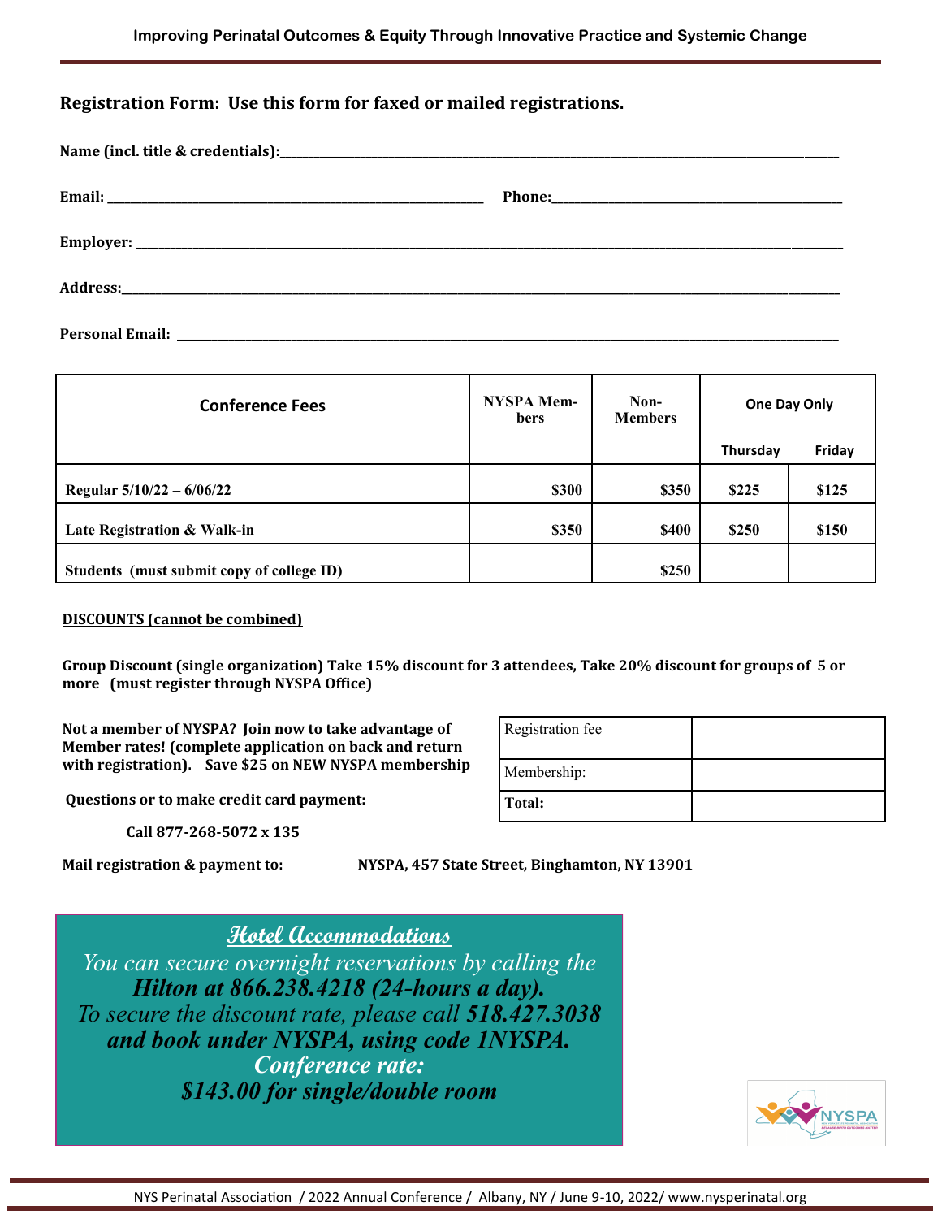## Registration Form: Use this form for faxed or mailed registrations.

**Name (incl. title & credentials):**\_\_\_\_\_\_\_\_\_\_\_\_\_\_\_\_\_\_\_\_\_\_\_\_\_\_\_\_\_\_\_\_\_\_\_\_\_\_\_\_

**Email:** \_\_\_\_\_\_\_\_\_\_\_\_\_\_\_\_\_\_\_\_\_\_\_\_\_\_\_\_ **Phone:**\_\_\_\_\_\_\_\_\_\_\_\_\_\_\_\_\_\_\_\_\_\_\_\_

**Employer:** \_\_\_\_\_\_\_\_\_\_\_\_\_\_\_\_\_\_\_\_\_\_\_\_\_\_\_\_\_\_\_\_\_\_\_\_\_\_\_\_\_\_\_\_\_\_\_\_\_\_\_\_

**Address:**\_\_\_\_\_\_\_\_\_\_\_\_\_\_\_\_\_\_\_\_\_\_\_\_\_\_\_\_\_\_\_\_\_\_\_\_\_\_\_\_\_\_\_\_\_\_\_\_\_\_\_\_\_

**Personal Email:** \_\_\_\_\_\_\_\_\_\_\_\_\_\_\_\_\_\_\_\_\_\_\_\_\_\_\_\_\_\_\_\_\_\_\_\_\_\_\_\_\_\_\_\_\_\_\_\_

| Conference Fees | NYSPA Members | Non-Members | One Day Only | |
|---|---|---|---|---|
| | | | Thursday | Friday |
| Regular 5/10/22 – 6/06/22 | $300 | $350 | $225 | $125 |
| Late Registration & Walk-in | $350 | $400 | $250 | $150 |
| Students (must submit copy of college ID) | | $250 | | |

**DISCOUNTS (cannot be combined)**

**Group Discount (single organization) Take 15% discount for 3 attendees, Take 20% discount for groups of 5 or more (must register through NYSPA Office)**

**Not a member of NYSPA? Join now to take advantage of Member rates! (complete application on back and return with registration). Save $25 on NEW NYSPA membership**

| Registration fee | |
|---|---|
| Membership: | |
| **Total:** | |

**Questions or to make credit card payment:**

**Call 877-268-5072 x 135**

**Mail registration & payment to:** **NYSPA, 457 State Street, Binghamton, NY 13901**

## Hotel Accommodations

*You can secure overnight reservations by calling the* ***Hilton at 866.238.4218 (24-hours a day).***
*To secure the discount rate, please call* ***518.427.3038 and book under NYSPA, using code 1NYSPA.***
***Conference rate:***
***$143.00 for single/double room***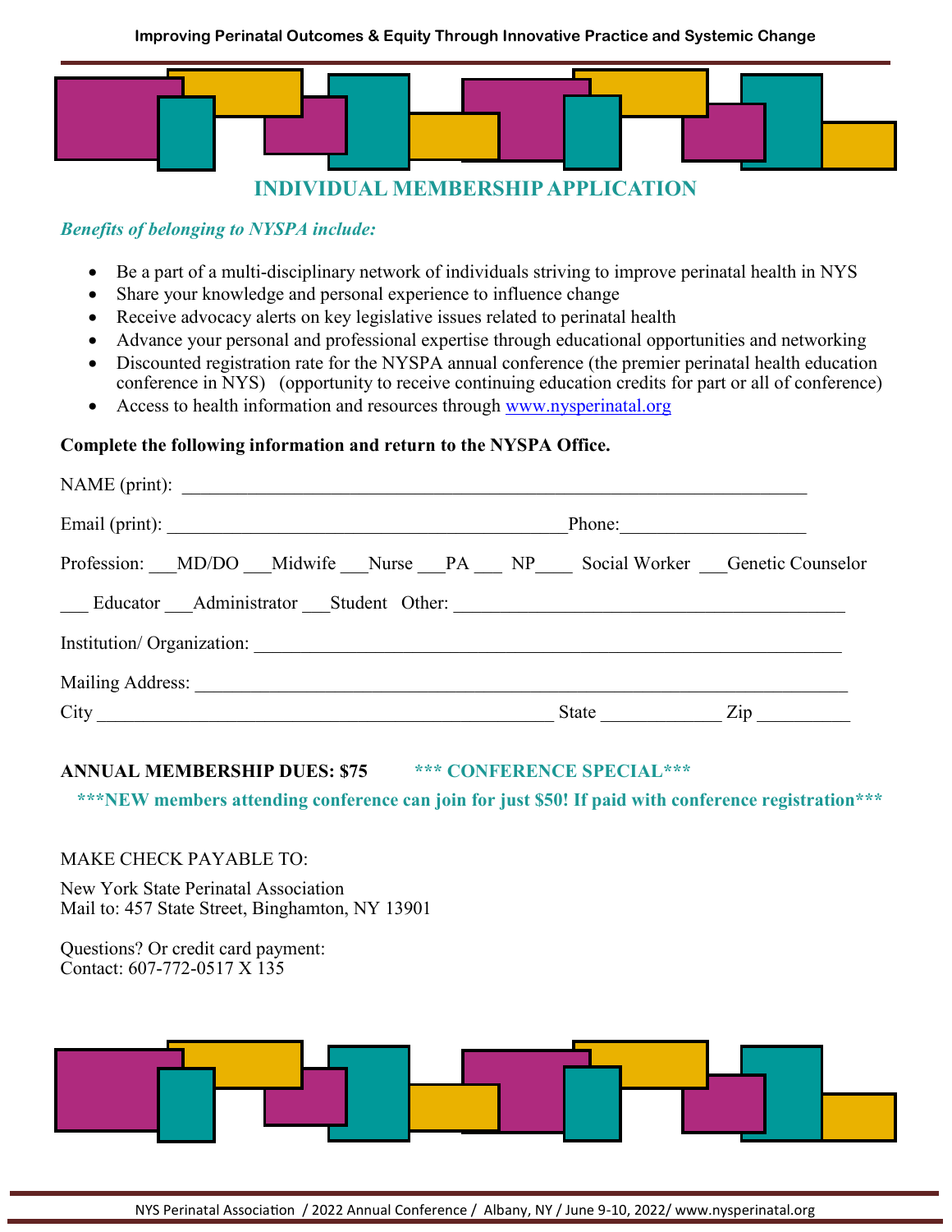# INDIVIDUAL MEMBERSHIP APPLICATION

***Benefits of belonging to NYSPA include:***

- Be a part of a multi-disciplinary network of individuals striving to improve perinatal health in NYS
- Share your knowledge and personal experience to influence change
- Receive advocacy alerts on key legislative issues related to perinatal health
- Advance your personal and professional expertise through educational opportunities and networking
- Discounted registration rate for the NYSPA annual conference (the premier perinatal health education conference in NYS) (opportunity to receive continuing education credits for part or all of conference)
- Access to health information and resources through www.nysperinatal.org

**Complete the following information and return to the NYSPA Office.**

NAME (print): ___________________________________________________________________

Email (print): ___________________________________________Phone:___________________

Profession: ___MD/DO ___Midwife ___Nurse ___PA ___ NP____ Social Worker ___Genetic Counselor

___ Educator ___Administrator ___Student Other: _________________________________________

Institution/ Organization: _______________________________________________________________

Mailing Address: _______________________________________________________________________

City _________________________________________________ State ____________ Zip _________

**ANNUAL MEMBERSHIP DUES: $75** **\*\*\* CONFERENCE SPECIAL\*\*\***

**\*\*\*NEW members attending conference can join for just $50! If paid with conference registration\*\*\***

MAKE CHECK PAYABLE TO:

New York State Perinatal Association
Mail to: 457 State Street, Binghamton, NY 13901

Questions? Or credit card payment:
Contact: 607-772-0517 X 135